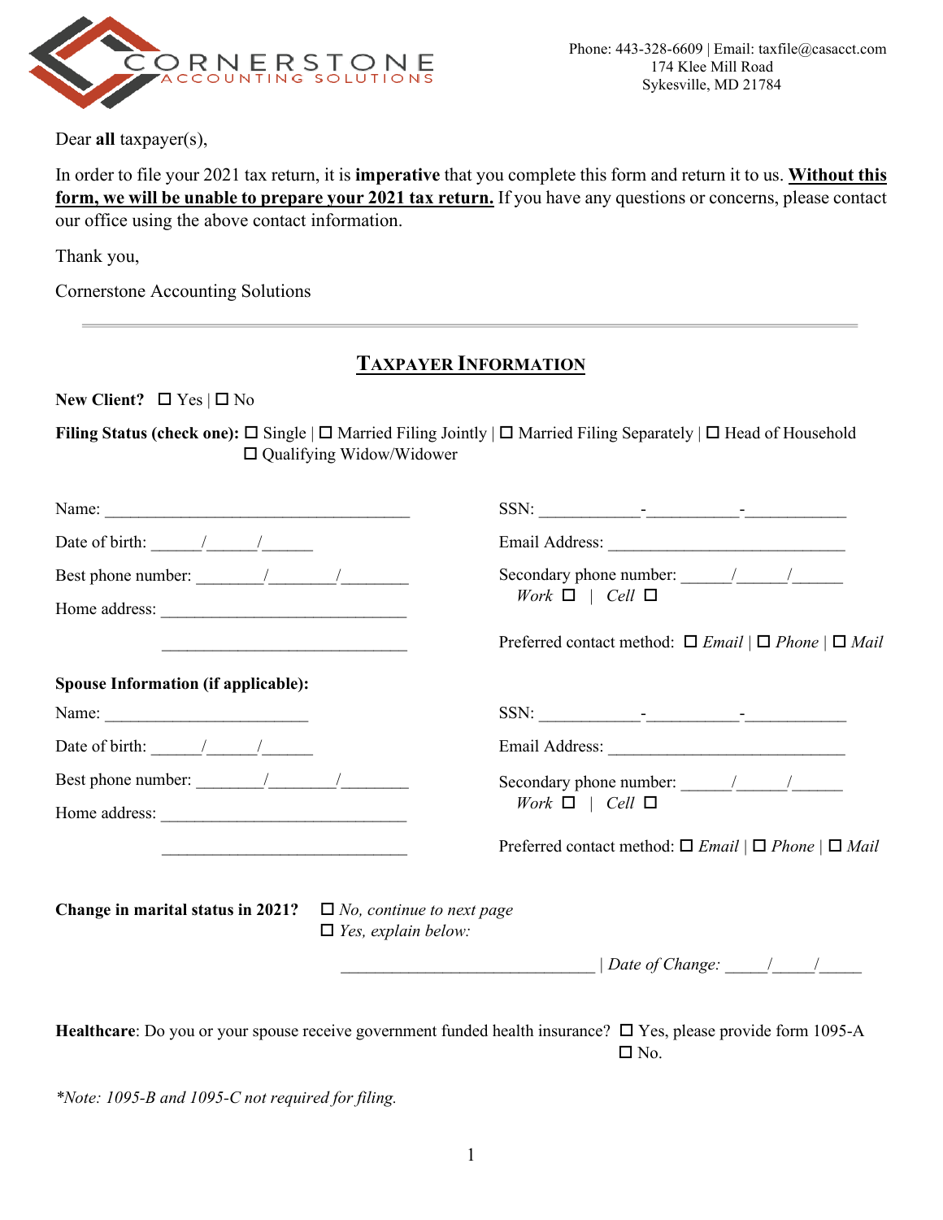CORNERSTONE
ACCOUNTING SOLUTIONS

Phone: 443-328-6609 | Email: taxfile@casacct.com
174 Klee Mill Road
Sykesville, MD 21784

Dear **all** taxpayer(s),

In order to file your 2021 tax return, it is **imperative** that you complete this form and return it to us. **Without this form, we will be unable to prepare your 2021 tax return.** If you have any questions or concerns, please contact our office using the above contact information.

Thank you,

Cornerstone Accounting Solutions

---

## TAXPAYER INFORMATION

**New Client?** ☐ Yes | ☐ No

**Filing Status (check one):** ☐ Single | ☐ Married Filing Jointly | ☐ Married Filing Separately | ☐ Head of Household
☐ Qualifying Widow/Widower

Name: ___________________________________

Date of birth: ______/______/______

Best phone number: ________/________/________

Home address: ______________________________

______________________________

SSN: ____________-___________-____________

Email Address: ____________________________

Secondary phone number: ______/______/______
*Work* ☐ | *Cell* ☐

Preferred contact method: ☐ *Email* | ☐ *Phone* | ☐ *Mail*

**Spouse Information (if applicable):**

Name: ________________________

Date of birth: ______/______/______

Best phone number: ________/________/________

Home address: ______________________________

______________________________

SSN: ____________-___________-____________

Email Address: ____________________________

Secondary phone number: ______/______/______
*Work* ☐ | *Cell* ☐

Preferred contact method: ☐ *Email* | ☐ *Phone* | ☐ *Mail*

**Change in marital status in 2021?** ☐ *No, continue to next page*
☐ *Yes, explain below:*

______________________________ | *Date of Change:* _____/_____/_____

**Healthcare**: Do you or your spouse receive government funded health insurance? ☐ Yes, please provide form 1095-A
☐ No.

*\*Note: 1095-B and 1095-C not required for filing.*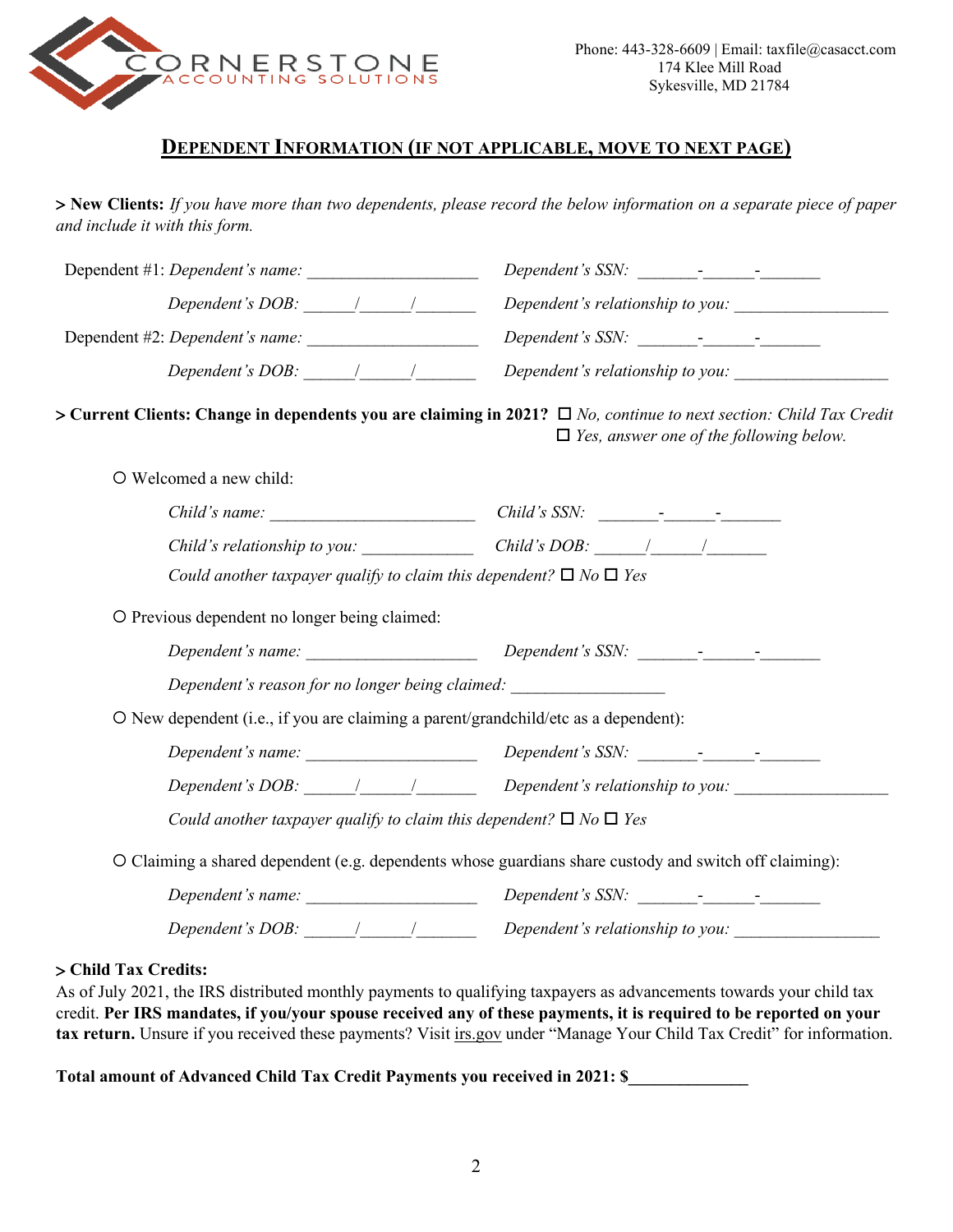CORNERSTONE ACCOUNTING SOLUTIONS

Phone: 443-328-6609 | Email: taxfile@casacct.com
174 Klee Mill Road
Sykesville, MD 21784

## DEPENDENT INFORMATION (IF NOT APPLICABLE, MOVE TO NEXT PAGE)

**> New Clients:** *If you have more than two dependents, please record the below information on a separate piece of paper and include it with this form.*

Dependent #1: *Dependent's name:* ____________________ *Dependent's SSN:* _______-______-_______

*Dependent's DOB:* ______/______/_______ *Dependent's relationship to you:* __________________

Dependent #2: *Dependent's name:* ____________________ *Dependent's SSN:* _______-______-_______

*Dependent's DOB:* ______/______/_______ *Dependent's relationship to you:* __________________

**> Current Clients: Change in dependents you are claiming in 2021?** ☐ *No, continue to next section: Child Tax Credit*
☐ *Yes, answer one of the following below.*

○ Welcomed a new child:

*Child's name:* ________________________ *Child's SSN:* _______-______-_______

*Child's relationship to you:* _____________ *Child's DOB:* ______/______/_______

*Could another taxpayer qualify to claim this dependent?* ☐ *No* ☐ *Yes*

○ Previous dependent no longer being claimed:

*Dependent's name:* ____________________ *Dependent's SSN:* _______-______-_______

*Dependent's reason for no longer being claimed:* __________________

○ New dependent (i.e., if you are claiming a parent/grandchild/etc as a dependent):

*Dependent's name:* ____________________ *Dependent's SSN:* _______-______-_______

*Dependent's DOB:* ______/______/_______ *Dependent's relationship to you:* __________________

*Could another taxpayer qualify to claim this dependent?* ☐ *No* ☐ *Yes*

○ Claiming a shared dependent (e.g. dependents whose guardians share custody and switch off claiming):

*Dependent's name:* ____________________ *Dependent's SSN:* _______-______-_______

*Dependent's DOB:* ______/______/_______ *Dependent's relationship to you:* _________________

**> Child Tax Credits:**

As of July 2021, the IRS distributed monthly payments to qualifying taxpayers as advancements towards your child tax credit. **Per IRS mandates, if you/your spouse received any of these payments, it is required to be reported on your tax return.** Unsure if you received these payments? Visit irs.gov under "Manage Your Child Tax Credit" for information.

**Total amount of Advanced Child Tax Credit Payments you received in 2021: $______________**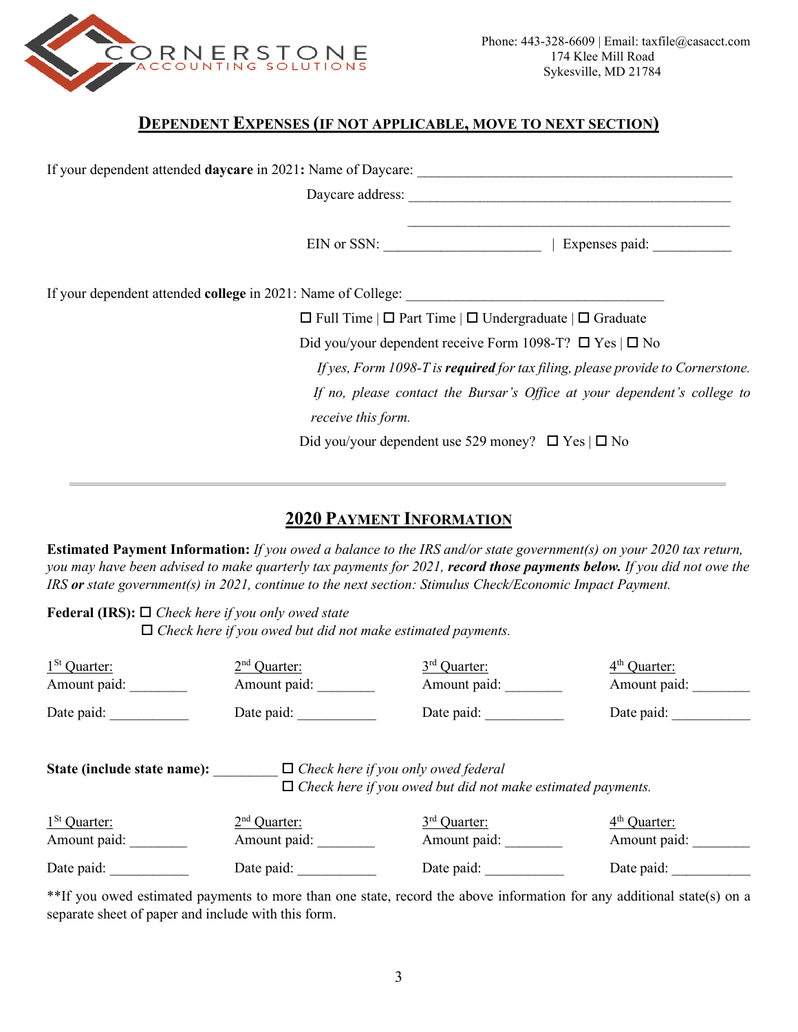CORNERSTONE ACCOUNTING SOLUTIONS

Phone: 443-328-6609 | Email: taxfile@casacct.com
174 Klee Mill Road
Sykesville, MD 21784

## DEPENDENT EXPENSES (IF NOT APPLICABLE, MOVE TO NEXT SECTION)

If your dependent attended **daycare** in 2021**:** Name of Daycare: ___________________________________________

Daycare address: ___________________________________________

___________________________________________

EIN or SSN: _____________________ | Expenses paid: __________

If your dependent attended **college** in 2021: Name of College: __________________________________

☐ Full Time | ☐ Part Time | ☐ Undergraduate | ☐ Graduate

Did you/your dependent receive Form 1098-T? ☐ Yes | ☐ No

*If yes, Form 1098-T is **required** for tax filing, please provide to Cornerstone.*

*If no, please contact the Bursar's Office at your dependent's college to receive this form.*

Did you/your dependent use 529 money? ☐ Yes | ☐ No

---

## 2020 PAYMENT INFORMATION

**Estimated Payment Information:** *If you owed a balance to the IRS and/or state government(s) on your 2020 tax return, you may have been advised to make quarterly tax payments for 2021,* ***record those payments below.*** *If you did not owe the IRS* ***or*** *state government(s) in 2021, continue to the next section: Stimulus Check/Economic Impact Payment.*

**Federal (IRS):** ☐ *Check here if you only owed state*
☐ *Check here if you owed but did not make estimated payments.*

| 1[st] Quarter: | 2[nd] Quarter: | 3[rd] Quarter: | 4[th] Quarter: |
|---|---|---|---|
| Amount paid: ________ | Amount paid: ________ | Amount paid: ________ | Amount paid: ________ |
| Date paid: __________ | Date paid: __________ | Date paid: __________ | Date paid: __________ |

**State (include state name):** _________ ☐ *Check here if you only owed federal*
☐ *Check here if you owed but did not make estimated payments.*

| 1[St] Quarter: | 2[nd] Quarter: | 3[rd] Quarter: | 4[th] Quarter: |
|---|---|---|---|
| Amount paid: ________ | Amount paid: ________ | Amount paid: ________ | Amount paid: ________ |
| Date paid: __________ | Date paid: __________ | Date paid: __________ | Date paid: __________ |

**If you owed estimated payments to more than one state, record the above information for any additional state(s) on a separate sheet of paper and include with this form.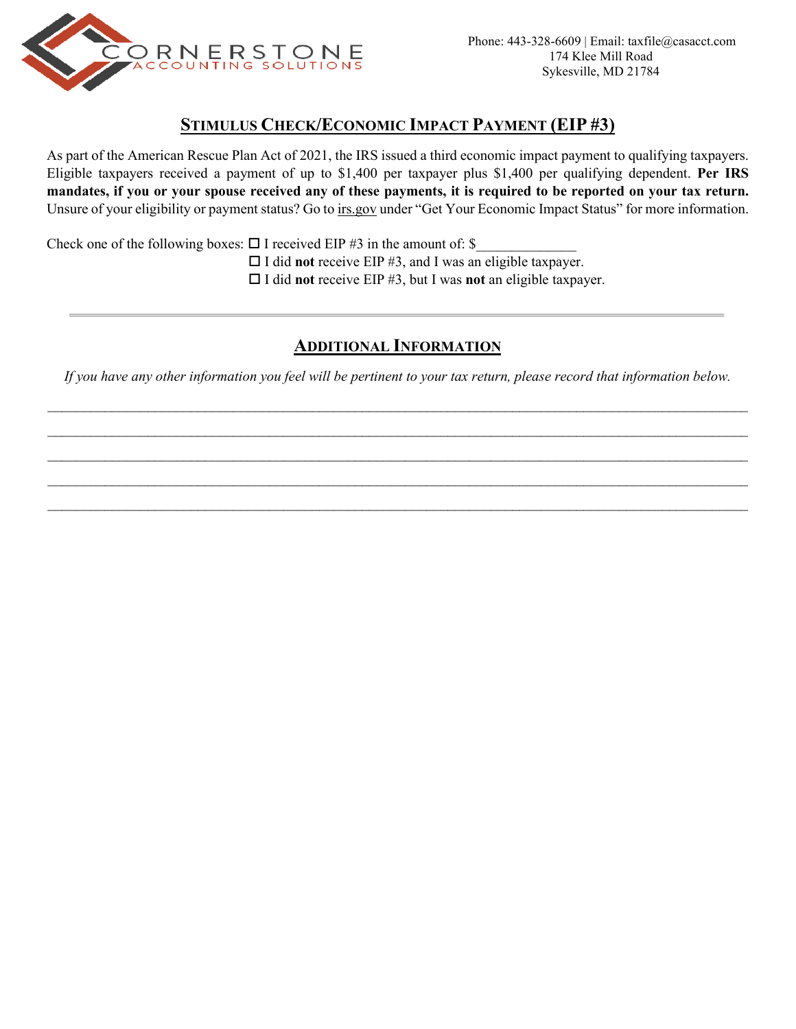Phone: 443-328-6609 | Email: taxfile@casacct.com
174 Klee Mill Road
Sykesville, MD 21784

## STIMULUS CHECK/ECONOMIC IMPACT PAYMENT (EIP #3)

As part of the American Rescue Plan Act of 2021, the IRS issued a third economic impact payment to qualifying taxpayers. Eligible taxpayers received a payment of up to $1,400 per taxpayer plus $1,400 per qualifying dependent. **Per IRS mandates, if you or your spouse received any of these payments, it is required to be reported on your tax return.** Unsure of your eligibility or payment status? Go to irs.gov under "Get Your Economic Impact Status" for more information.

Check one of the following boxes: ☐ I received EIP #3 in the amount of: $______________
☐ I did **not** receive EIP #3, and I was an eligible taxpayer.
☐ I did **not** receive EIP #3, but I was **not** an eligible taxpayer.

---

## ADDITIONAL INFORMATION

*If you have any other information you feel will be pertinent to your tax return, please record that information below.*

______________________________________________________________________________

______________________________________________________________________________

______________________________________________________________________________

______________________________________________________________________________

______________________________________________________________________________